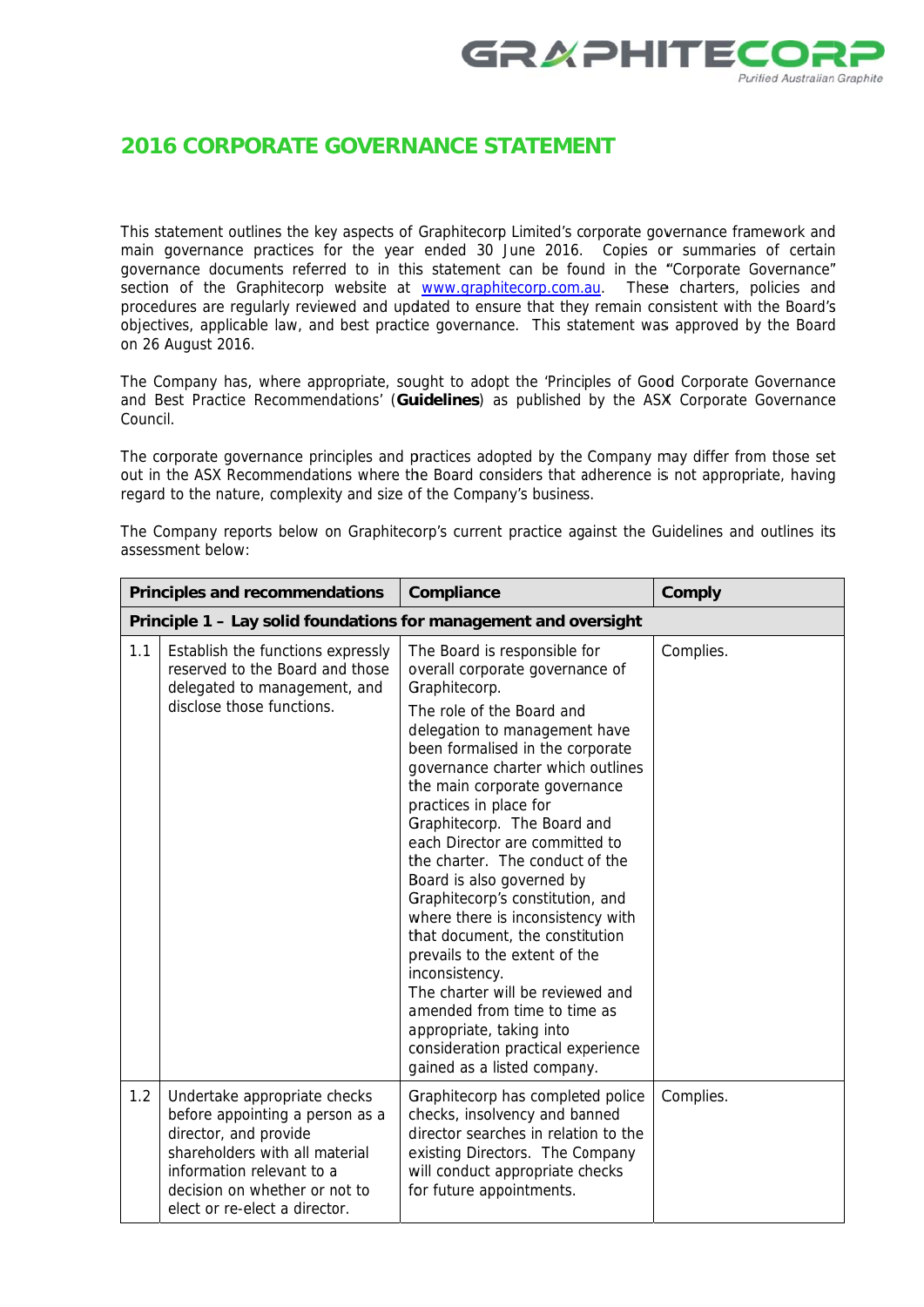# 2016 CORPORATE GOVERNANCE STATEMENT

This statement outlines the key aspects of Graphitecorp Limited's corporate governance framework and main governance practices for the year ended 30 June 2016. Copies or summaries of certain governance documents referred to in this statement can be found in the "Corporate Governance" section of the Graphitecorp website at www.graphitecorp.com.au. These charters, policies and procedures are regularly reviewed and updated to ensure that they remain consistent with the Board's objectives, applicable law, and best practice governance. This statement was approved by the Board on 26 August 2016.

The Company has, where appropriate, sought to adopt the 'Principles of Good Corporate Governance and Best Practice Recommendations' (**Guidelines**) as published by the ASX Corporate Governance Council.

The corporate governance principles and practices adopted by the Company may differ from those set out in the ASX Recommendations where the Board considers that adherence is not appropriate, having regard to the nature, complexity and size of the Company's business.

The Company reports below on Graphitecorp's current practice against the Guidelines and outlines its assessment below:

| | Principles and recommendations | Compliance | Comply |
|---|---|---|---|
| **Principle 1 – Lay solid foundations for management and oversight** | | | |
| 1.1 | Establish the functions expressly reserved to the Board and those delegated to management, and disclose those functions. | The Board is responsible for overall corporate governance of Graphitecorp.<br>The role of the Board and delegation to management have been formalised in the corporate governance charter which outlines the main corporate governance practices in place for Graphitecorp. The Board and each Director are committed to the charter. The conduct of the Board is also governed by Graphitecorp's constitution, and where there is inconsistency with that document, the constitution prevails to the extent of the inconsistency.<br>The charter will be reviewed and amended from time to time as appropriate, taking into consideration practical experience gained as a listed company. | Complies. |
| 1.2 | Undertake appropriate checks before appointing a person as a director, and provide shareholders with all material information relevant to a decision on whether or not to elect or re-elect a director. | Graphitecorp has completed police checks, insolvency and banned director searches in relation to the existing Directors. The Company will conduct appropriate checks for future appointments. | Complies. |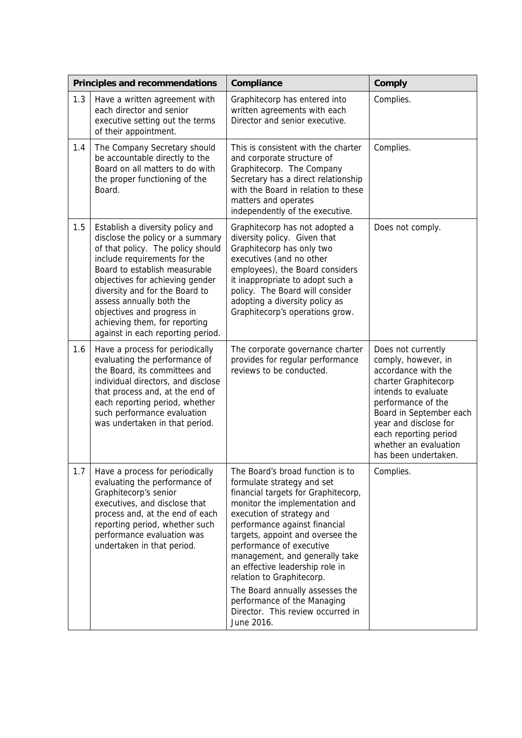| Principles and recommendations | | Compliance | Comply |
|---|---|---|---|
| 1.3 | Have a written agreement with each director and senior executive setting out the terms of their appointment. | Graphitecorp has entered into written agreements with each Director and senior executive. | Complies. |
| 1.4 | The Company Secretary should be accountable directly to the Board on all matters to do with the proper functioning of the Board. | This is consistent with the charter and corporate structure of Graphitecorp. The Company Secretary has a direct relationship with the Board in relation to these matters and operates independently of the executive. | Complies. |
| 1.5 | Establish a diversity policy and disclose the policy or a summary of that policy. The policy should include requirements for the Board to establish measurable objectives for achieving gender diversity and for the Board to assess annually both the objectives and progress in achieving them, for reporting against in each reporting period. | Graphitecorp has not adopted a diversity policy. Given that Graphitecorp has only two executives (and no other employees), the Board considers it inappropriate to adopt such a policy. The Board will consider adopting a diversity policy as Graphitecorp's operations grow. | Does not comply. |
| 1.6 | Have a process for periodically evaluating the performance of the Board, its committees and individual directors, and disclose that process and, at the end of each reporting period, whether such performance evaluation was undertaken in that period. | The corporate governance charter provides for regular performance reviews to be conducted. | Does not currently comply, however, in accordance with the charter Graphitecorp intends to evaluate performance of the Board in September each year and disclose for each reporting period whether an evaluation has been undertaken. |
| 1.7 | Have a process for periodically evaluating the performance of Graphitecorp's senior executives, and disclose that process and, at the end of each reporting period, whether such performance evaluation was undertaken in that period. | The Board's broad function is to formulate strategy and set financial targets for Graphitecorp, monitor the implementation and execution of strategy and performance against financial targets, appoint and oversee the performance of executive management, and generally take an effective leadership role in relation to Graphitecorp.<br><br>The Board annually assesses the performance of the Managing Director. This review occurred in June 2016. | Complies. |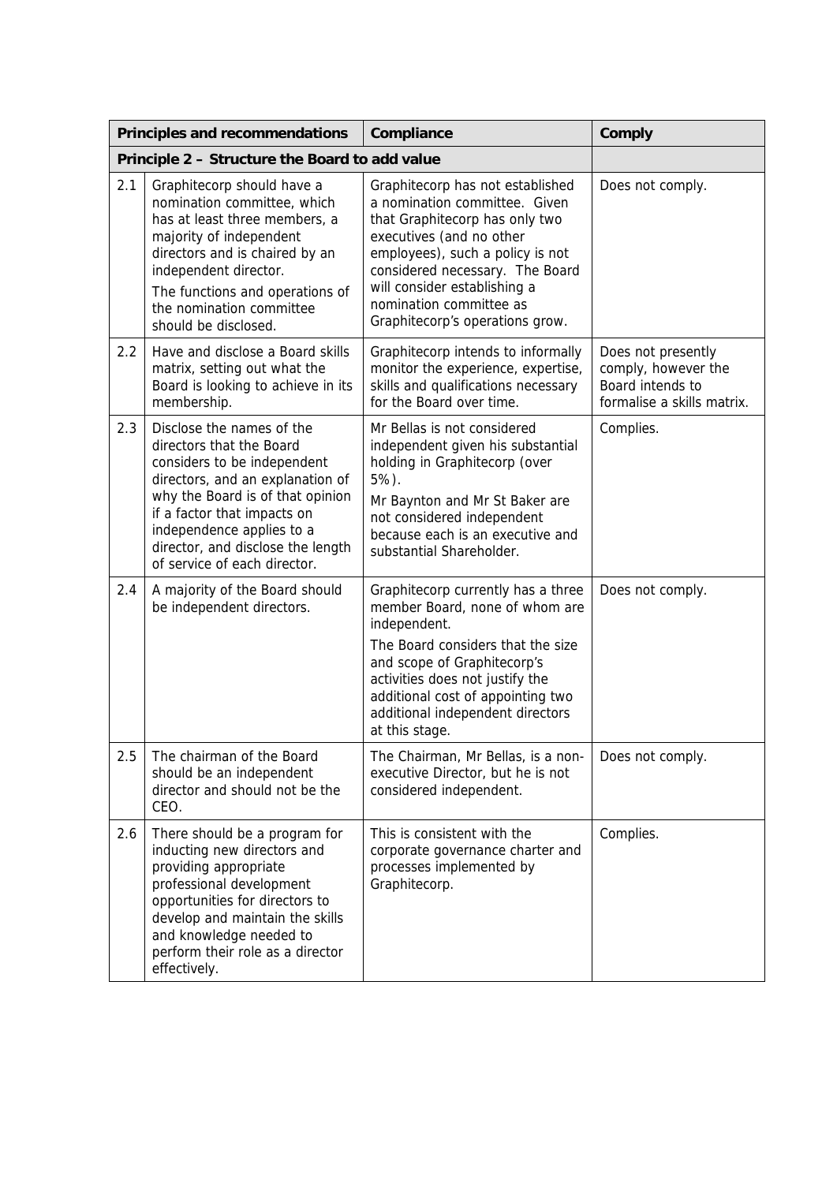| Principles and recommendations | | Compliance | Comply |
|---|---|---|---|
| **Principle 2 – Structure the Board to add value** | | | |
| 2.1 | Graphitecorp should have a nomination committee, which has at least three members, a majority of independent directors and is chaired by an independent director.<br>The functions and operations of the nomination committee should be disclosed. | Graphitecorp has not established a nomination committee. Given that Graphitecorp has only two executives (and no other employees), such a policy is not considered necessary. The Board will consider establishing a nomination committee as Graphitecorp's operations grow. | Does not comply. |
| 2.2 | Have and disclose a Board skills matrix, setting out what the Board is looking to achieve in its membership. | Graphitecorp intends to informally monitor the experience, expertise, skills and qualifications necessary for the Board over time. | Does not presently comply, however the Board intends to formalise a skills matrix. |
| 2.3 | Disclose the names of the directors that the Board considers to be independent directors, and an explanation of why the Board is of that opinion if a factor that impacts on independence applies to a director, and disclose the length of service of each director. | Mr Bellas is not considered independent given his substantial holding in Graphitecorp (over 5%).<br>Mr Baynton and Mr St Baker are not considered independent because each is an executive and substantial Shareholder. | Complies. |
| 2.4 | A majority of the Board should be independent directors. | Graphitecorp currently has a three member Board, none of whom are independent.<br>The Board considers that the size and scope of Graphitecorp's activities does not justify the additional cost of appointing two additional independent directors at this stage. | Does not comply. |
| 2.5 | The chairman of the Board should be an independent director and should not be the CEO. | The Chairman, Mr Bellas, is a non-executive Director, but he is not considered independent. | Does not comply. |
| 2.6 | There should be a program for inducting new directors and providing appropriate professional development opportunities for directors to develop and maintain the skills and knowledge needed to perform their role as a director effectively. | This is consistent with the corporate governance charter and processes implemented by Graphitecorp. | Complies. |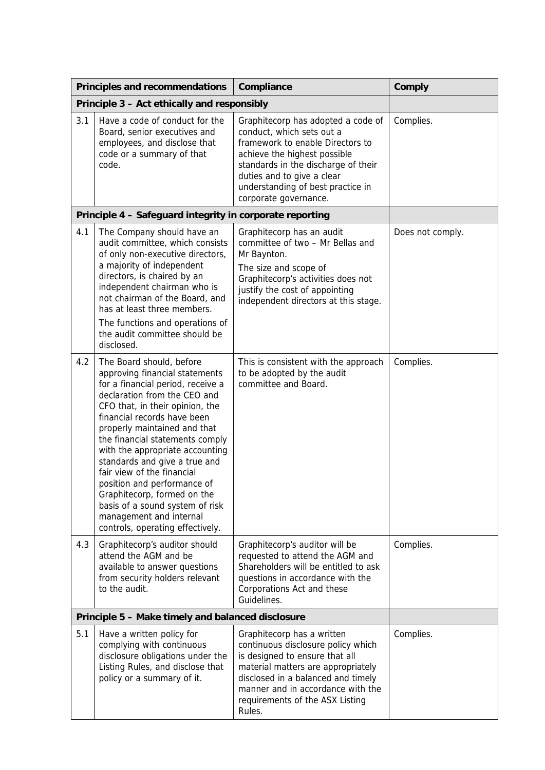| Principles and recommendations | | Compliance | Comply |
|---|---|---|---|
| **Principle 3 – Act ethically and responsibly** | | | |
| 3.1 | Have a code of conduct for the Board, senior executives and employees, and disclose that code or a summary of that code. | Graphitecorp has adopted a code of conduct, which sets out a framework to enable Directors to achieve the highest possible standards in the discharge of their duties and to give a clear understanding of best practice in corporate governance. | Complies. |
| **Principle 4 – Safeguard integrity in corporate reporting** | | | |
| 4.1 | The Company should have an audit committee, which consists of only non-executive directors, a majority of independent directors, is chaired by an independent chairman who is not chairman of the Board, and has at least three members.<br>The functions and operations of the audit committee should be disclosed. | Graphitecorp has an audit committee of two – Mr Bellas and Mr Baynton.<br>The size and scope of Graphitecorp's activities does not justify the cost of appointing independent directors at this stage. | Does not comply. |
| 4.2 | The Board should, before approving financial statements for a financial period, receive a declaration from the CEO and CFO that, in their opinion, the financial records have been properly maintained and that the financial statements comply with the appropriate accounting standards and give a true and fair view of the financial position and performance of Graphitecorp, formed on the basis of a sound system of risk management and internal controls, operating effectively. | This is consistent with the approach to be adopted by the audit committee and Board. | Complies. |
| 4.3 | Graphitecorp's auditor should attend the AGM and be available to answer questions from security holders relevant to the audit. | Graphitecorp's auditor will be requested to attend the AGM and Shareholders will be entitled to ask questions in accordance with the Corporations Act and these Guidelines. | Complies. |
| **Principle 5 – Make timely and balanced disclosure** | | | |
| 5.1 | Have a written policy for complying with continuous disclosure obligations under the Listing Rules, and disclose that policy or a summary of it. | Graphitecorp has a written continuous disclosure policy which is designed to ensure that all material matters are appropriately disclosed in a balanced and timely manner and in accordance with the requirements of the ASX Listing Rules. | Complies. |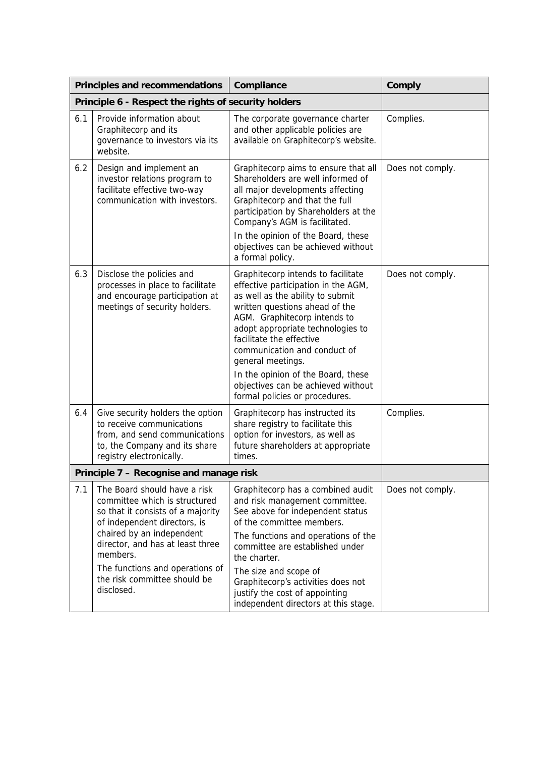| | Principles and recommendations | Compliance | Comply |
|---|---|---|---|
| **Principle 6 - Respect the rights of security holders** | | | |
| 6.1 | Provide information about Graphitecorp and its governance to investors via its website. | The corporate governance charter and other applicable policies are available on Graphitecorp's website. | Complies. |
| 6.2 | Design and implement an investor relations program to facilitate effective two-way communication with investors. | Graphitecorp aims to ensure that all Shareholders are well informed of all major developments affecting Graphitecorp and that the full participation by Shareholders at the Company's AGM is facilitated.<br>In the opinion of the Board, these objectives can be achieved without a formal policy. | Does not comply. |
| 6.3 | Disclose the policies and processes in place to facilitate and encourage participation at meetings of security holders. | Graphitecorp intends to facilitate effective participation in the AGM, as well as the ability to submit written questions ahead of the AGM. Graphitecorp intends to adopt appropriate technologies to facilitate the effective communication and conduct of general meetings.<br>In the opinion of the Board, these objectives can be achieved without formal policies or procedures. | Does not comply. |
| 6.4 | Give security holders the option to receive communications from, and send communications to, the Company and its share registry electronically. | Graphitecorp has instructed its share registry to facilitate this option for investors, as well as future shareholders at appropriate times. | Complies. |
| **Principle 7 – Recognise and manage risk** | | | |
| 7.1 | The Board should have a risk committee which is structured so that it consists of a majority of independent directors, is chaired by an independent director, and has at least three members.<br>The functions and operations of the risk committee should be disclosed. | Graphitecorp has a combined audit and risk management committee. See above for independent status of the committee members.<br>The functions and operations of the committee are established under the charter.<br>The size and scope of Graphitecorp's activities does not justify the cost of appointing independent directors at this stage. | Does not comply. |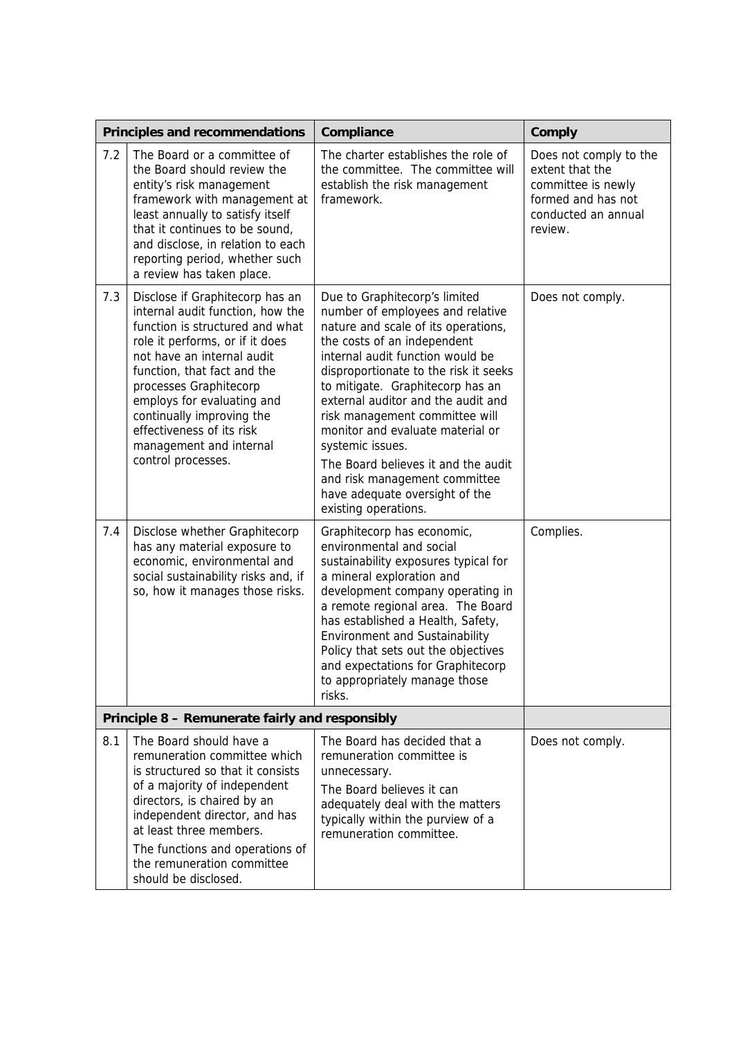| | Principles and recommendations | Compliance | Comply |
|---|---|---|---|
| 7.2 | The Board or a committee of the Board should review the entity's risk management framework with management at least annually to satisfy itself that it continues to be sound, and disclose, in relation to each reporting period, whether such a review has taken place. | The charter establishes the role of the committee. The committee will establish the risk management framework. | Does not comply to the extent that the committee is newly formed and has not conducted an annual review. |
| 7.3 | Disclose if Graphitecorp has an internal audit function, how the function is structured and what role it performs, or if it does not have an internal audit function, that fact and the processes Graphitecorp employs for evaluating and continually improving the effectiveness of its risk management and internal control processes. | Due to Graphitecorp's limited number of employees and relative nature and scale of its operations, the costs of an independent internal audit function would be disproportionate to the risk it seeks to mitigate. Graphitecorp has an external auditor and the audit and risk management committee will monitor and evaluate material or systemic issues.<br><br>The Board believes it and the audit and risk management committee have adequate oversight of the existing operations. | Does not comply. |
| 7.4 | Disclose whether Graphitecorp has any material exposure to economic, environmental and social sustainability risks and, if so, how it manages those risks. | Graphitecorp has economic, environmental and social sustainability exposures typical for a mineral exploration and development company operating in a remote regional area. The Board has established a Health, Safety, Environment and Sustainability Policy that sets out the objectives and expectations for Graphitecorp to appropriately manage those risks. | Complies. |
| **Principle 8 – Remunerate fairly and responsibly** | | | |
| 8.1 | The Board should have a remuneration committee which is structured so that it consists of a majority of independent directors, is chaired by an independent director, and has at least three members.<br><br>The functions and operations of the remuneration committee should be disclosed. | The Board has decided that a remuneration committee is unnecessary.<br><br>The Board believes it can adequately deal with the matters typically within the purview of a remuneration committee. | Does not comply. |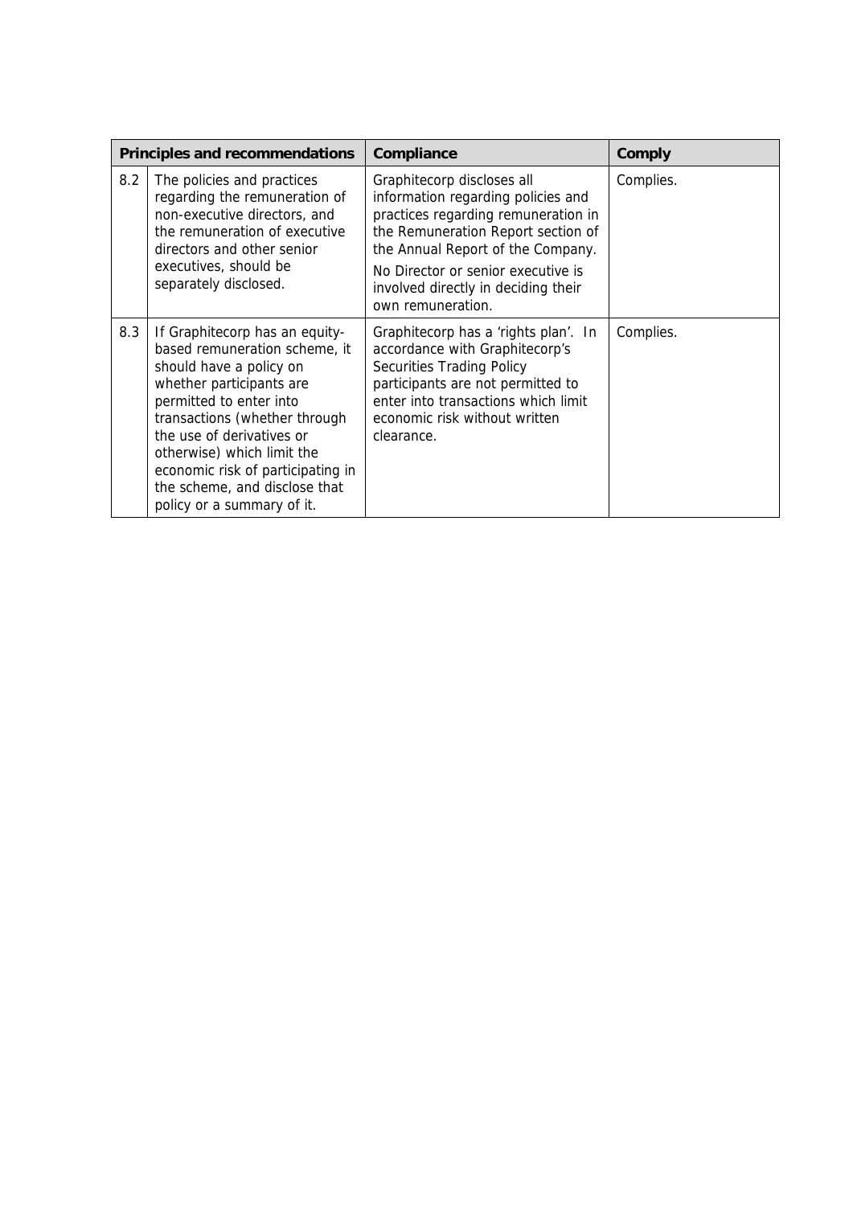| Principles and recommendations | | Compliance | Comply |
|---|---|---|---|
| 8.2 | The policies and practices regarding the remuneration of non-executive directors, and the remuneration of executive directors and other senior executives, should be separately disclosed. | Graphitecorp discloses all information regarding policies and practices regarding remuneration in the Remuneration Report section of the Annual Report of the Company. No Director or senior executive is involved directly in deciding their own remuneration. | Complies. |
| 8.3 | If Graphitecorp has an equity-based remuneration scheme, it should have a policy on whether participants are permitted to enter into transactions (whether through the use of derivatives or otherwise) which limit the economic risk of participating in the scheme, and disclose that policy or a summary of it. | Graphitecorp has a 'rights plan'. In accordance with Graphitecorp's Securities Trading Policy participants are not permitted to enter into transactions which limit economic risk without written clearance. | Complies. |